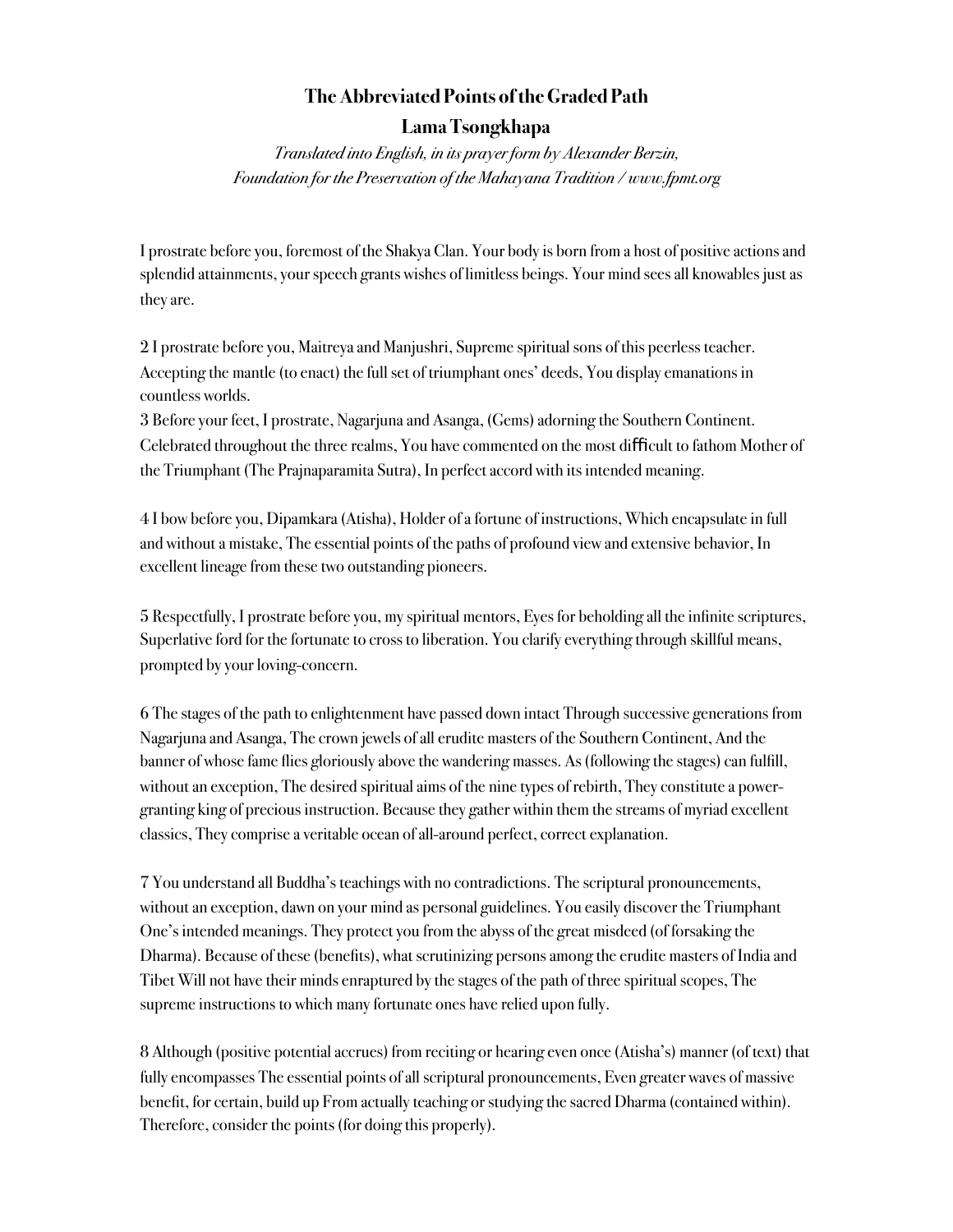# The Abbreviated Points of the Graded Path

## Lama Tsongkhapa

*Translated into English, in its prayer form by Alexander Berzin, Foundation for the Preservation of the Mahayana Tradition / www.fpmt.org*

I prostrate before you, foremost of the Shakya Clan. Your body is born from a host of positive actions and splendid attainments, your speech grants wishes of limitless beings. Your mind sees all knowables just as they are.

2 I prostrate before you, Maitreya and Manjushri, Supreme spiritual sons of this peerless teacher. Accepting the mantle (to enact) the full set of triumphant ones' deeds, You display emanations in countless worlds.

3 Before your feet, I prostrate, Nagarjuna and Asanga, (Gems) adorning the Southern Continent. Celebrated throughout the three realms, You have commented on the most difficult to fathom Mother of the Triumphant (The Prajnaparamita Sutra), In perfect accord with its intended meaning.

4 I bow before you, Dipamkara (Atisha), Holder of a fortune of instructions, Which encapsulate in full and without a mistake, The essential points of the paths of profound view and extensive behavior, In excellent lineage from these two outstanding pioneers.

5 Respectfully, I prostrate before you, my spiritual mentors, Eyes for beholding all the infinite scriptures, Superlative ford for the fortunate to cross to liberation. You clarify everything through skillful means, prompted by your loving-concern.

6 The stages of the path to enlightenment have passed down intact Through successive generations from Nagarjuna and Asanga, The crown jewels of all erudite masters of the Southern Continent, And the banner of whose fame flies gloriously above the wandering masses. As (following the stages) can fulfill, without an exception, The desired spiritual aims of the nine types of rebirth, They constitute a power-granting king of precious instruction. Because they gather within them the streams of myriad excellent classics, They comprise a veritable ocean of all-around perfect, correct explanation.

7 You understand all Buddha's teachings with no contradictions. The scriptural pronouncements, without an exception, dawn on your mind as personal guidelines. You easily discover the Triumphant One's intended meanings. They protect you from the abyss of the great misdeed (of forsaking the Dharma). Because of these (benefits), what scrutinizing persons among the erudite masters of India and Tibet Will not have their minds enraptured by the stages of the path of three spiritual scopes, The supreme instructions to which many fortunate ones have relied upon fully.

8 Although (positive potential accrues) from reciting or hearing even once (Atisha's) manner (of text) that fully encompasses The essential points of all scriptural pronouncements, Even greater waves of massive benefit, for certain, build up From actually teaching or studying the sacred Dharma (contained within). Therefore, consider the points (for doing this properly).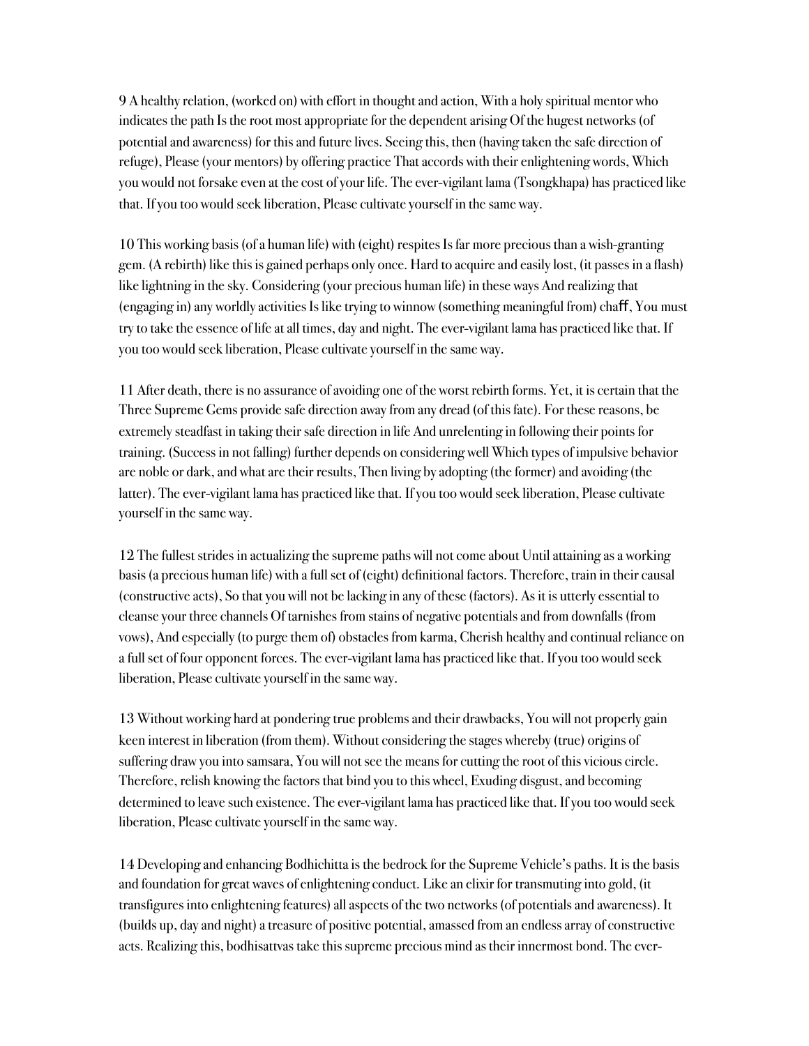9 A healthy relation, (worked on) with effort in thought and action, With a holy spiritual mentor who indicates the path Is the root most appropriate for the dependent arising Of the hugest networks (of potential and awareness) for this and future lives. Seeing this, then (having taken the safe direction of refuge), Please (your mentors) by offering practice That accords with their enlightening words, Which you would not forsake even at the cost of your life. The ever-vigilant lama (Tsongkhapa) has practiced like that. If you too would seek liberation, Please cultivate yourself in the same way.

10 This working basis (of a human life) with (eight) respites Is far more precious than a wish-granting gem. (A rebirth) like this is gained perhaps only once. Hard to acquire and easily lost, (it passes in a flash) like lightning in the sky. Considering (your precious human life) in these ways And realizing that (engaging in) any worldly activities Is like trying to winnow (something meaningful from) chaff, You must try to take the essence of life at all times, day and night. The ever-vigilant lama has practiced like that. If you too would seek liberation, Please cultivate yourself in the same way.

11 After death, there is no assurance of avoiding one of the worst rebirth forms. Yet, it is certain that the Three Supreme Gems provide safe direction away from any dread (of this fate). For these reasons, be extremely steadfast in taking their safe direction in life And unrelenting in following their points for training. (Success in not falling) further depends on considering well Which types of impulsive behavior are noble or dark, and what are their results, Then living by adopting (the former) and avoiding (the latter). The ever-vigilant lama has practiced like that. If you too would seek liberation, Please cultivate yourself in the same way.

12 The fullest strides in actualizing the supreme paths will not come about Until attaining as a working basis (a precious human life) with a full set of (eight) definitional factors. Therefore, train in their causal (constructive acts), So that you will not be lacking in any of these (factors). As it is utterly essential to cleanse your three channels Of tarnishes from stains of negative potentials and from downfalls (from vows), And especially (to purge them of) obstacles from karma, Cherish healthy and continual reliance on a full set of four opponent forces. The ever-vigilant lama has practiced like that. If you too would seek liberation, Please cultivate yourself in the same way.

13 Without working hard at pondering true problems and their drawbacks, You will not properly gain keen interest in liberation (from them). Without considering the stages whereby (true) origins of suffering draw you into samsara, You will not see the means for cutting the root of this vicious circle. Therefore, relish knowing the factors that bind you to this wheel, Exuding disgust, and becoming determined to leave such existence. The ever-vigilant lama has practiced like that. If you too would seek liberation, Please cultivate yourself in the same way.

14 Developing and enhancing Bodhichitta is the bedrock for the Supreme Vehicle's paths. It is the basis and foundation for great waves of enlightening conduct. Like an elixir for transmuting into gold, (it transfigures into enlightening features) all aspects of the two networks (of potentials and awareness). It (builds up, day and night) a treasure of positive potential, amassed from an endless array of constructive acts. Realizing this, bodhisattvas take this supreme precious mind as their innermost bond. The ever-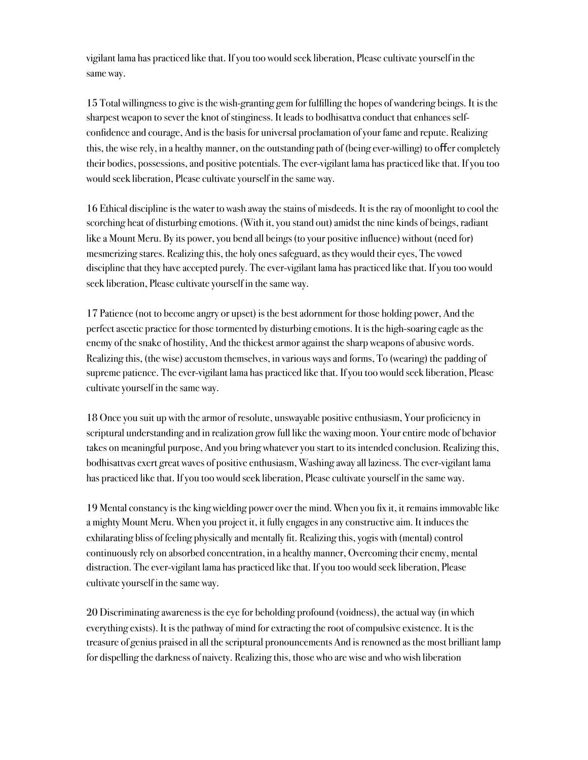vigilant lama has practiced like that. If you too would seek liberation, Please cultivate yourself in the same way.

15 Total willingness to give is the wish-granting gem for fulfilling the hopes of wandering beings. It is the sharpest weapon to sever the knot of stinginess. It leads to bodhisattva conduct that enhances self-confidence and courage, And is the basis for universal proclamation of your fame and repute. Realizing this, the wise rely, in a healthy manner, on the outstanding path of (being ever-willing) to offer completely their bodies, possessions, and positive potentials. The ever-vigilant lama has practiced like that. If you too would seek liberation, Please cultivate yourself in the same way.

16 Ethical discipline is the water to wash away the stains of misdeeds. It is the ray of moonlight to cool the scorching heat of disturbing emotions. (With it, you stand out) amidst the nine kinds of beings, radiant like a Mount Meru. By its power, you bend all beings (to your positive influence) without (need for) mesmerizing stares. Realizing this, the holy ones safeguard, as they would their eyes, The vowed discipline that they have accepted purely. The ever-vigilant lama has practiced like that. If you too would seek liberation, Please cultivate yourself in the same way.

17 Patience (not to become angry or upset) is the best adornment for those holding power, And the perfect ascetic practice for those tormented by disturbing emotions. It is the high-soaring eagle as the enemy of the snake of hostility, And the thickest armor against the sharp weapons of abusive words. Realizing this, (the wise) accustom themselves, in various ways and forms, To (wearing) the padding of supreme patience. The ever-vigilant lama has practiced like that. If you too would seek liberation, Please cultivate yourself in the same way.

18 Once you suit up with the armor of resolute, unswayable positive enthusiasm, Your proficiency in scriptural understanding and in realization grow full like the waxing moon. Your entire mode of behavior takes on meaningful purpose, And you bring whatever you start to its intended conclusion. Realizing this, bodhisattvas exert great waves of positive enthusiasm, Washing away all laziness. The ever-vigilant lama has practiced like that. If you too would seek liberation, Please cultivate yourself in the same way.

19 Mental constancy is the king wielding power over the mind. When you fix it, it remains immovable like a mighty Mount Meru. When you project it, it fully engages in any constructive aim. It induces the exhilarating bliss of feeling physically and mentally fit. Realizing this, yogis with (mental) control continuously rely on absorbed concentration, in a healthy manner, Overcoming their enemy, mental distraction. The ever-vigilant lama has practiced like that. If you too would seek liberation, Please cultivate yourself in the same way.

20 Discriminating awareness is the eye for beholding profound (voidness), the actual way (in which everything exists). It is the pathway of mind for extracting the root of compulsive existence. It is the treasure of genius praised in all the scriptural pronouncements And is renowned as the most brilliant lamp for dispelling the darkness of naivety. Realizing this, those who are wise and who wish liberation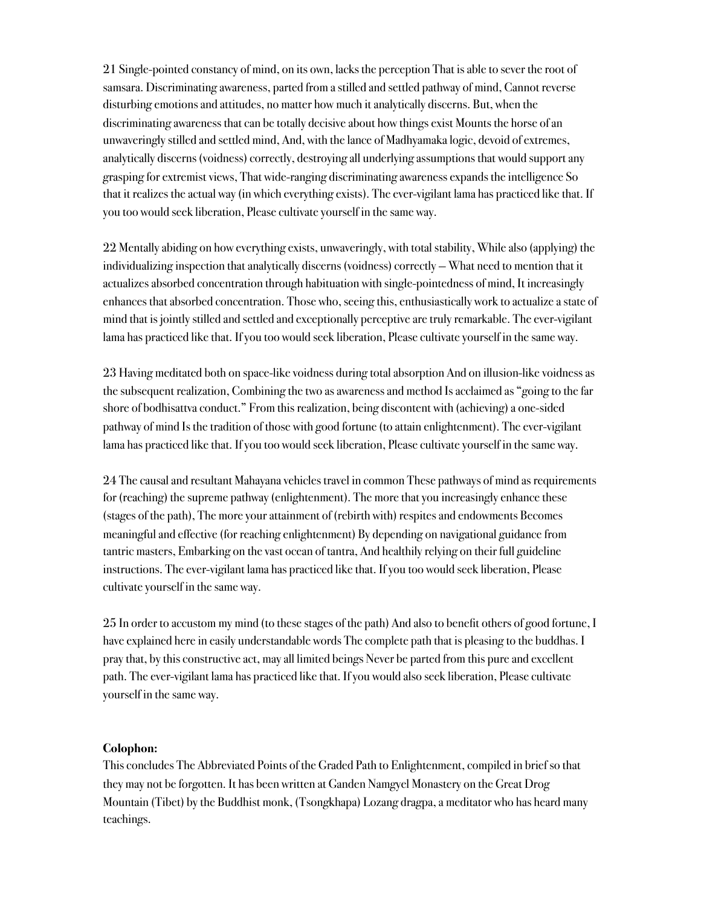21 Single-pointed constancy of mind, on its own, lacks the perception That is able to sever the root of samsara. Discriminating awareness, parted from a stilled and settled pathway of mind, Cannot reverse disturbing emotions and attitudes, no matter how much it analytically discerns. But, when the discriminating awareness that can be totally decisive about how things exist Mounts the horse of an unwaveringly stilled and settled mind, And, with the lance of Madhyamaka logic, devoid of extremes, analytically discerns (voidness) correctly, destroying all underlying assumptions that would support any grasping for extremist views, That wide-ranging discriminating awareness expands the intelligence So that it realizes the actual way (in which everything exists). The ever-vigilant lama has practiced like that. If you too would seek liberation, Please cultivate yourself in the same way.

22 Mentally abiding on how everything exists, unwaveringly, with total stability, While also (applying) the individualizing inspection that analytically discerns (voidness) correctly – What need to mention that it actualizes absorbed concentration through habituation with single-pointedness of mind, It increasingly enhances that absorbed concentration. Those who, seeing this, enthusiastically work to actualize a state of mind that is jointly stilled and settled and exceptionally perceptive are truly remarkable. The ever-vigilant lama has practiced like that. If you too would seek liberation, Please cultivate yourself in the same way.

23 Having meditated both on space-like voidness during total absorption And on illusion-like voidness as the subsequent realization, Combining the two as awareness and method Is acclaimed as "going to the far shore of bodhisattva conduct." From this realization, being discontent with (achieving) a one-sided pathway of mind Is the tradition of those with good fortune (to attain enlightenment). The ever-vigilant lama has practiced like that. If you too would seek liberation, Please cultivate yourself in the same way.

24 The causal and resultant Mahayana vehicles travel in common These pathways of mind as requirements for (reaching) the supreme pathway (enlightenment). The more that you increasingly enhance these (stages of the path), The more your attainment of (rebirth with) respites and endowments Becomes meaningful and effective (for reaching enlightenment) By depending on navigational guidance from tantric masters, Embarking on the vast ocean of tantra, And healthily relying on their full guideline instructions. The ever-vigilant lama has practiced like that. If you too would seek liberation, Please cultivate yourself in the same way.

25 In order to accustom my mind (to these stages of the path) And also to benefit others of good fortune, I have explained here in easily understandable words The complete path that is pleasing to the buddhas. I pray that, by this constructive act, may all limited beings Never be parted from this pure and excellent path. The ever-vigilant lama has practiced like that. If you would also seek liberation, Please cultivate yourself in the same way.

**Colophon:**
This concludes The Abbreviated Points of the Graded Path to Enlightenment, compiled in brief so that they may not be forgotten. It has been written at Ganden Namgyel Monastery on the Great Drog Mountain (Tibet) by the Buddhist monk, (Tsongkhapa) Lozang dragpa, a meditator who has heard many teachings.